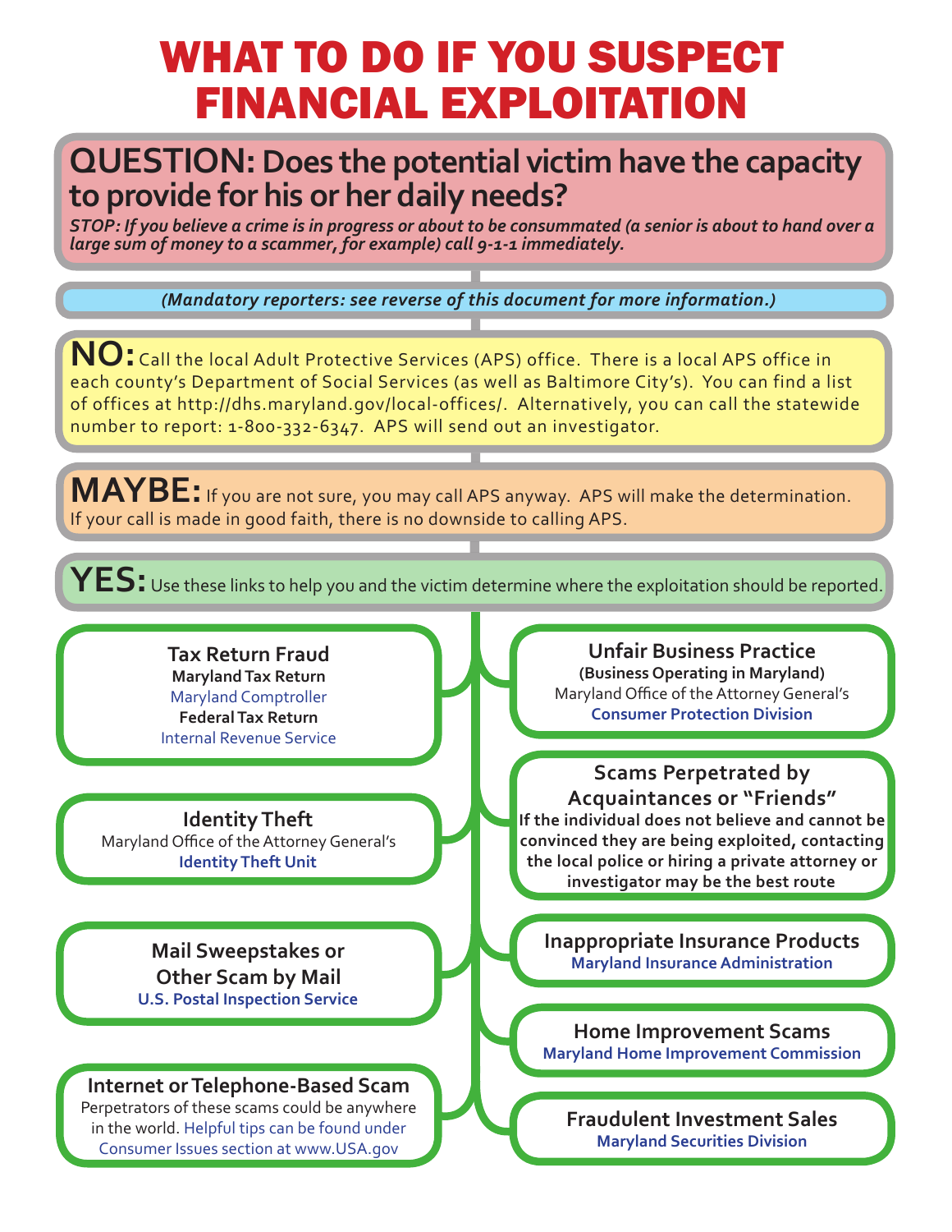# WHAT TO DO IF YOU SUSPECT FINANCIAL EXPLOITATION

## QUESTION: Does the potential victim have the capacity to provide for his or her daily needs?

***STOP: If you believe a crime is in progress or about to be consummated (a senior is about to hand over a large sum of money to a scammer, for example) call 9-1-1 immediately.***

*(Mandatory reporters: see reverse of this document for more information.)*

**NO:** Call the local Adult Protective Services (APS) office. There is a local APS office in each county's Department of Social Services (as well as Baltimore City's). You can find a list of offices at http://dhs.maryland.gov/local-offices/. Alternatively, you can call the statewide number to report: 1-800-332-6347. APS will send out an investigator.

**MAYBE:** If you are not sure, you may call APS anyway. APS will make the determination. If your call is made in good faith, there is no downside to calling APS.

**YES:** Use these links to help you and the victim determine where the exploitation should be reported.

### Tax Return Fraud
**Maryland Tax Return**
Maryland Comptroller
**Federal Tax Return**
Internal Revenue Service

### Identity Theft
Maryland Office of the Attorney General's
**Identity Theft Unit**

### Mail Sweepstakes or Other Scam by Mail
**U.S. Postal Inspection Service**

### Internet or Telephone-Based Scam
Perpetrators of these scams could be anywhere in the world. Helpful tips can be found under Consumer Issues section at www.USA.gov

### Unfair Business Practice
**(Business Operating in Maryland)**
Maryland Office of the Attorney General's
**Consumer Protection Division**

### Scams Perpetrated by Acquaintances or "Friends"
**If the individual does not believe and cannot be convinced they are being exploited, contacting the local police or hiring a private attorney or investigator may be the best route**

### Inappropriate Insurance Products
**Maryland Insurance Administration**

### Home Improvement Scams
**Maryland Home Improvement Commission**

### Fraudulent Investment Sales
**Maryland Securities Division**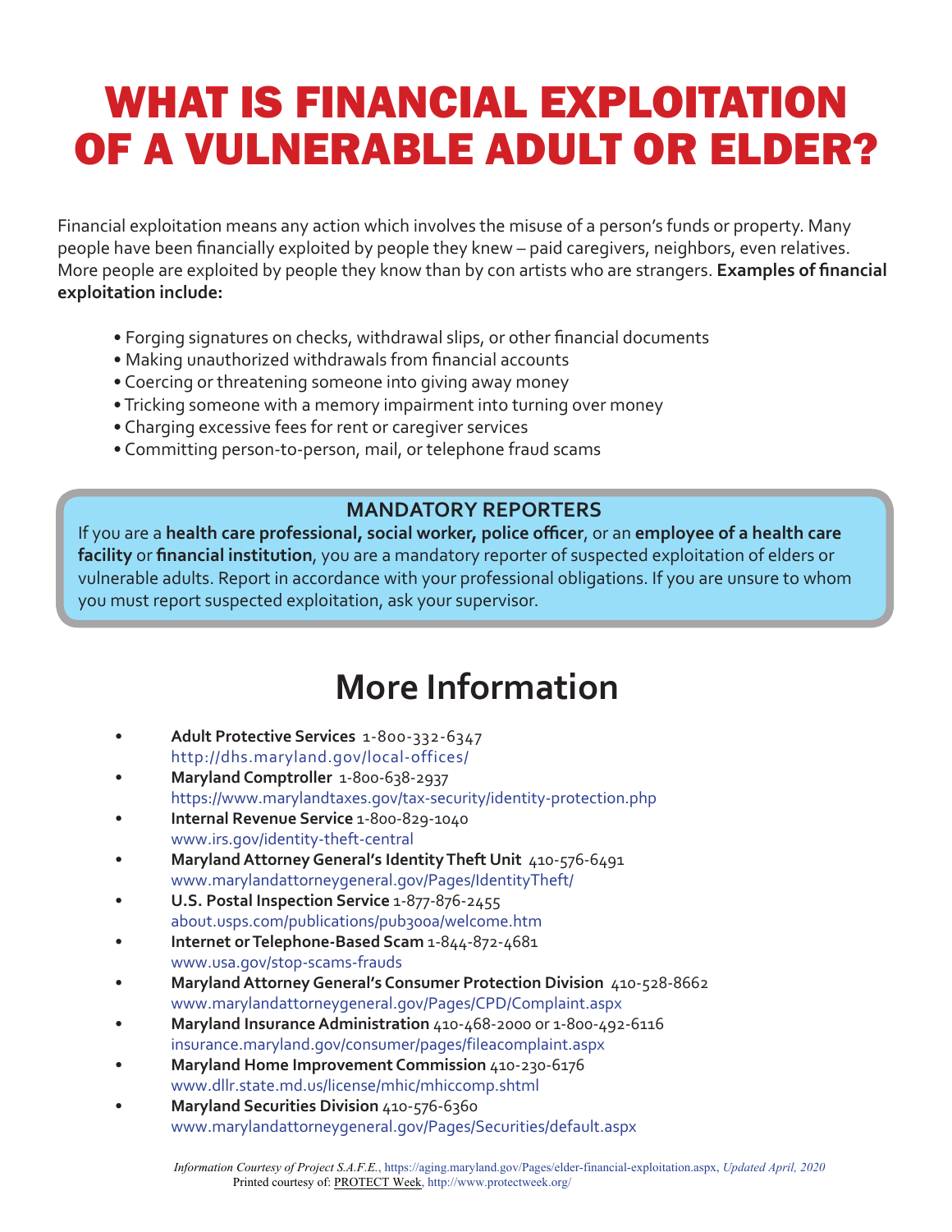# WHAT IS FINANCIAL EXPLOITATION OF A VULNERABLE ADULT OR ELDER?

Financial exploitation means any action which involves the misuse of a person's funds or property. Many people have been financially exploited by people they knew – paid caregivers, neighbors, even relatives. More people are exploited by people they know than by con artists who are strangers. **Examples of financial exploitation include:**

- Forging signatures on checks, withdrawal slips, or other financial documents
- Making unauthorized withdrawals from financial accounts
- Coercing or threatening someone into giving away money
- Tricking someone with a memory impairment into turning over money
- Charging excessive fees for rent or caregiver services
- Committing person-to-person, mail, or telephone fraud scams

### MANDATORY REPORTERS

If you are a **health care professional, social worker, police officer**, or an **employee of a health care facility** or **financial institution**, you are a mandatory reporter of suspected exploitation of elders or vulnerable adults. Report in accordance with your professional obligations. If you are unsure to whom you must report suspected exploitation, ask your supervisor.

## More Information

- **Adult Protective Services** 1-800-332-6347
  http://dhs.maryland.gov/local-offices/
- **Maryland Comptroller** 1-800-638-2937
  https://www.marylandtaxes.gov/tax-security/identity-protection.php
- **Internal Revenue Service** 1-800-829-1040
  www.irs.gov/identity-theft-central
- **Maryland Attorney General's Identity Theft Unit** 410-576-6491
  www.marylandattorneygeneral.gov/Pages/IdentityTheft/
- **U.S. Postal Inspection Service** 1-877-876-2455
  about.usps.com/publications/pub300a/welcome.htm
- **Internet or Telephone-Based Scam** 1-844-872-4681
  www.usa.gov/stop-scams-frauds
- **Maryland Attorney General's Consumer Protection Division** 410-528-8662
  www.marylandattorneygeneral.gov/Pages/CPD/Complaint.aspx
- **Maryland Insurance Administration** 410-468-2000 or 1-800-492-6116
  insurance.maryland.gov/consumer/pages/fileacomplaint.aspx
- **Maryland Home Improvement Commission** 410-230-6176
  www.dllr.state.md.us/license/mhic/mhiccomp.shtml
- **Maryland Securities Division** 410-576-6360
  www.marylandattorneygeneral.gov/Pages/Securities/default.aspx

*Information Courtesy of Project S.A.F.E.*, https://aging.maryland.gov/Pages/elder-financial-exploitation.aspx, *Updated April, 2020*
Printed courtesy of: PROTECT Week, http://www.protectweek.org/